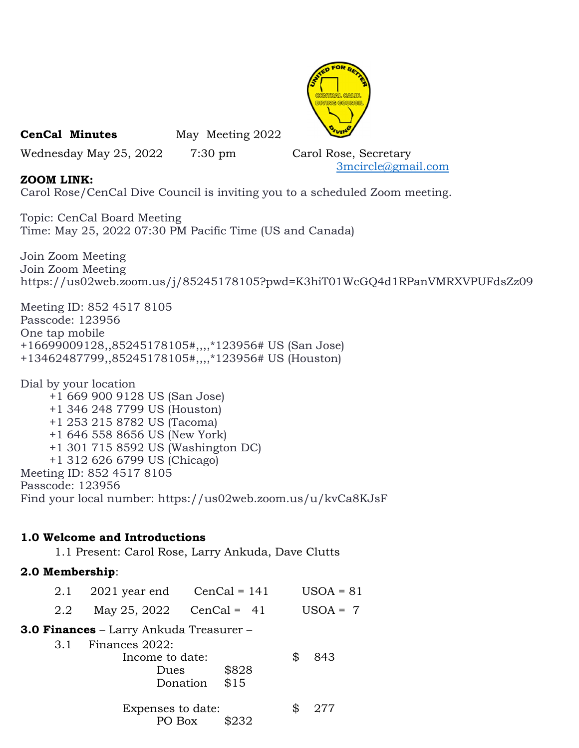**CenCal Minutes** May Meeting 2022

Wednesday May 25, 2022 7:30 pm Carol Rose, Secretary
[3mcircle@gmail.com](mailto:3mcircle@gmail.com)

**ZOOM LINK:**
Carol Rose/CenCal Dive Council is inviting you to a scheduled Zoom meeting.

Topic: CenCal Board Meeting
Time: May 25, 2022 07:30 PM Pacific Time (US and Canada)

Join Zoom Meeting
Join Zoom Meeting
https://us02web.zoom.us/j/85245178105?pwd=K3hiT01WcGQ4d1RPanVMRXVPUFdsZz09

Meeting ID: 852 4517 8105
Passcode: 123956
One tap mobile
+16699009128,,85245178105#,,,,*123956# US (San Jose)
+13462487799,,85245178105#,,,,*123956# US (Houston)

Dial by your location
- +1 669 900 9128 US (San Jose)
- +1 346 248 7799 US (Houston)
- +1 253 215 8782 US (Tacoma)
- +1 646 558 8656 US (New York)
- +1 301 715 8592 US (Washington DC)
- +1 312 626 6799 US (Chicago)

Meeting ID: 852 4517 8105
Passcode: 123956
Find your local number: https://us02web.zoom.us/u/kvCa8KJsF

**1.0 Welcome and Introductions**

1.1 Present: Carol Rose, Larry Ankuda, Dave Clutts

**2.0 Membership**:

| | | | |
|---|---|---|---|
| 2.1 | 2021 year end | CenCal = 141 | USOA = 81 |
| 2.2 | May 25, 2022 | CenCal = 41 | USOA = 7 |

**3.0 Finances** – Larry Ankuda Treasurer –

3.1 Finances 2022:

| | | |
|---|---|---|
| Income to date: | | $ 843 |
| Dues | $828 | |
| Donation | $15 | |
| | | |
| Expenses to date: | | $ 277 |
| PO Box | $232 | |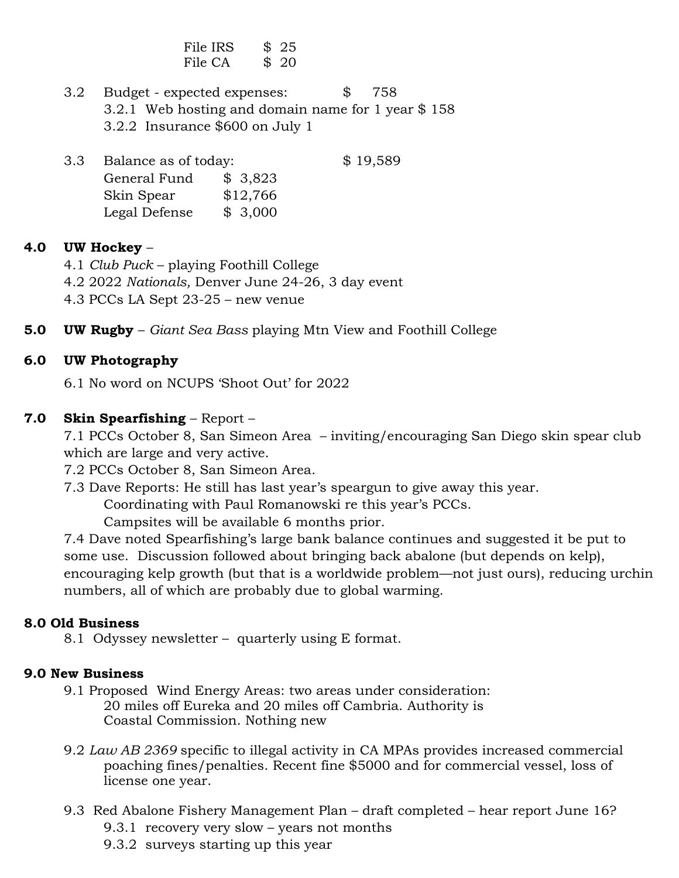File IRS $ 25
File CA $ 20

3.2 Budget - expected expenses: $ 758

- 3.2.1 Web hosting and domain name for 1 year $ 158
- 3.2.2 Insurance $600 on July 1

3.3 Balance as of today: $ 19,589

| | |
|---|---|
| General Fund | $ 3,823 |
| Skin Spear | $12,766 |
| Legal Defense | $ 3,000 |

**4.0 UW Hockey** –

4.1 *Club Puck* – playing Foothill College
4.2 2022 *Nationals,* Denver June 24-26, 3 day event
4.3 PCCs LA Sept 23-25 – new venue

**5.0 UW Rugby** – *Giant Sea Bass* playing Mtn View and Foothill College

**6.0 UW Photography**

6.1 No word on NCUPS 'Shoot Out' for 2022

**7.0 Skin Spearfishing** – Report –

7.1 PCCs October 8, San Simeon Area – inviting/encouraging San Diego skin spear club which are large and very active.
7.2 PCCs October 8, San Simeon Area.
7.3 Dave Reports: He still has last year's speargun to give away this year.
Coordinating with Paul Romanowski re this year's PCCs.
Campsites will be available 6 months prior.
7.4 Dave noted Spearfishing's large bank balance continues and suggested it be put to some use. Discussion followed about bringing back abalone (but depends on kelp), encouraging kelp growth (but that is a worldwide problem—not just ours), reducing urchin numbers, all of which are probably due to global warming.

**8.0 Old Business**

8.1 Odyssey newsletter – quarterly using E format.

**9.0 New Business**

9.1 Proposed Wind Energy Areas: two areas under consideration:
20 miles off Eureka and 20 miles off Cambria. Authority is Coastal Commission. Nothing new

9.2 *Law AB 2369* specific to illegal activity in CA MPAs provides increased commercial poaching fines/penalties. Recent fine $5000 and for commercial vessel, loss of license one year.

9.3 Red Abalone Fishery Management Plan – draft completed – hear report June 16?

- 9.3.1 recovery very slow – years not months
- 9.3.2 surveys starting up this year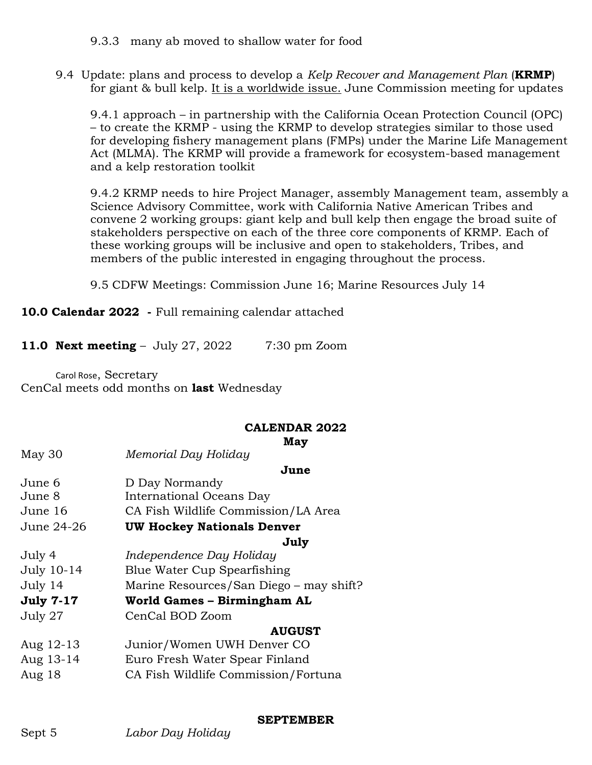9.3.3 many ab moved to shallow water for food

9.4 Update: plans and process to develop a *Kelp Recover and Management Plan* (**KRMP**) for giant & bull kelp. It is a worldwide issue. June Commission meeting for updates

9.4.1 approach – in partnership with the California Ocean Protection Council (OPC) – to create the KRMP - using the KRMP to develop strategies similar to those used for developing fishery management plans (FMPs) under the Marine Life Management Act (MLMA). The KRMP will provide a framework for ecosystem-based management and a kelp restoration toolkit

9.4.2 KRMP needs to hire Project Manager, assembly Management team, assembly a Science Advisory Committee, work with California Native American Tribes and convene 2 working groups: giant kelp and bull kelp then engage the broad suite of stakeholders perspective on each of the three core components of KRMP. Each of these working groups will be inclusive and open to stakeholders, Tribes, and members of the public interested in engaging throughout the process.

9.5 CDFW Meetings: Commission June 16; Marine Resources July 14

**10.0 Calendar 2022 -** Full remaining calendar attached

**11.0 Next meeting** – July 27, 2022 7:30 pm Zoom

Carol Rose, Secretary
CenCal meets odd months on **last** Wednesday

## CALENDAR 2022

| | |
|---|---|
| | **May** |
| May 30 | *Memorial Day Holiday* |
| | **June** |
| June 6 | D Day Normandy |
| June 8 | International Oceans Day |
| June 16 | CA Fish Wildlife Commission/LA Area |
| June 24-26 | **UW Hockey Nationals Denver** |
| | **July** |
| July 4 | *Independence Day Holiday* |
| July 10-14 | Blue Water Cup Spearfishing |
| July 14 | Marine Resources/San Diego – may shift? |
| **July 7-17** | **World Games – Birmingham AL** |
| July 27 | CenCal BOD Zoom |
| | **AUGUST** |
| Aug 12-13 | Junior/Women UWH Denver CO |
| Aug 13-14 | Euro Fresh Water Spear Finland |
| Aug 18 | CA Fish Wildlife Commission/Fortuna |
| | **SEPTEMBER** |
| Sept 5 | *Labor Day Holiday* |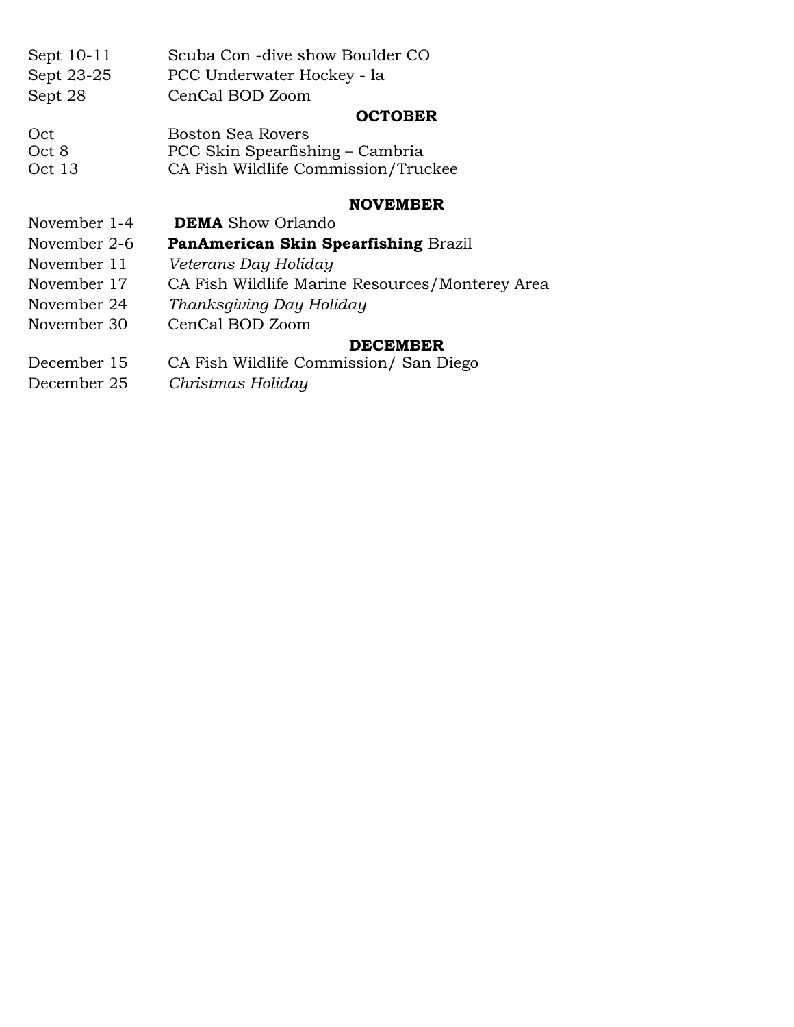| | |
|---|---|
| Sept 10-11 | Scuba Con -dive show Boulder CO |
| Sept 23-25 | PCC Underwater Hockey - la |
| Sept 28 | CenCal BOD Zoom |

**OCTOBER**

| | |
|---|---|
| Oct | Boston Sea Rovers |
| Oct 8 | PCC Skin Spearfishing – Cambria |
| Oct 13 | CA Fish Wildlife Commission/Truckee |

**NOVEMBER**

| | |
|---|---|
| November 1-4 | **DEMA** Show Orlando |
| November 2-6 | **PanAmerican Skin Spearfishing** Brazil |
| November 11 | *Veterans Day Holiday* |
| November 17 | CA Fish Wildlife Marine Resources/Monterey Area |
| November 24 | *Thanksgiving Day Holiday* |
| November 30 | CenCal BOD Zoom |

**DECEMBER**

| | |
|---|---|
| December 15 | CA Fish Wildlife Commission/ San Diego |
| December 25 | *Christmas Holiday* |